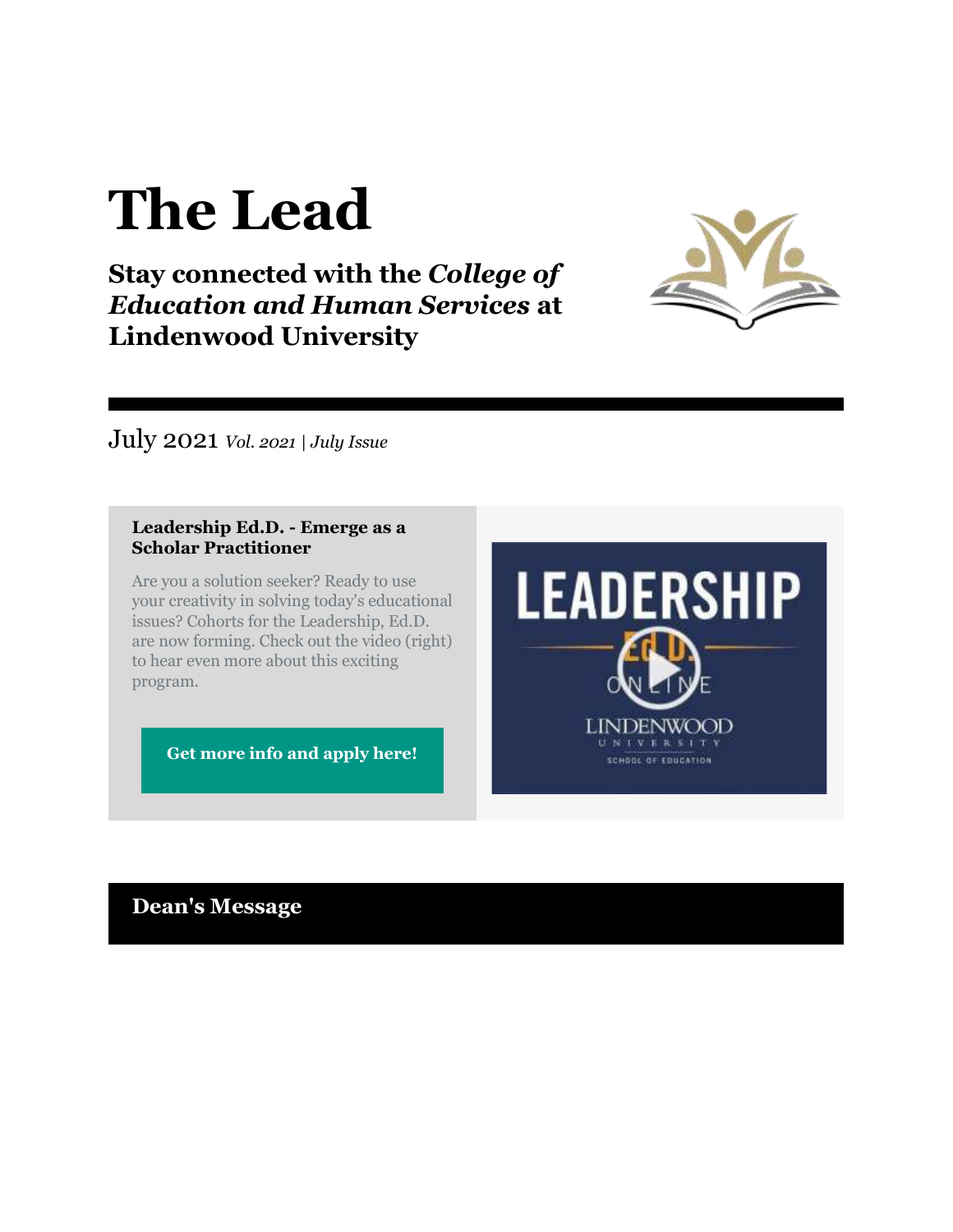# The Lead

## Stay connected with the *College of Education and Human Services* at Lindenwood University

July 2021 *Vol. 2021 | July Issue*

### Leadership Ed.D. - Emerge as a Scholar Practitioner

Are you a solution seeker? Ready to use your creativity in solving today's educational issues? Cohorts for the Leadership, Ed.D. are now forming. Check out the video (right) to hear even more about this exciting program.

**Get more info and apply here!**

## Dean's Message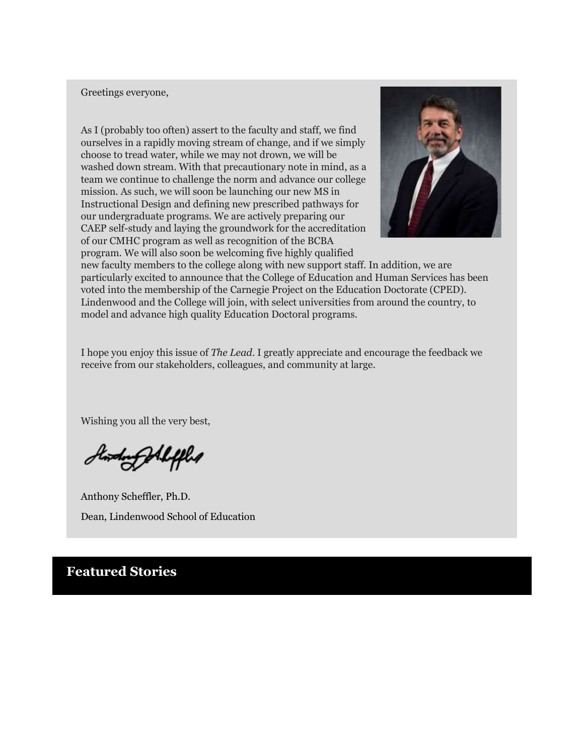Greetings everyone,

As I (probably too often) assert to the faculty and staff, we find ourselves in a rapidly moving stream of change, and if we simply choose to tread water, while we may not drown, we will be washed down stream. With that precautionary note in mind, as a team we continue to challenge the norm and advance our college mission. As such, we will soon be launching our new MS in Instructional Design and defining new prescribed pathways for our undergraduate programs. We are actively preparing our CAEP self-study and laying the groundwork for the accreditation of our CMHC program as well as recognition of the BCBA program. We will also soon be welcoming five highly qualified new faculty members to the college along with new support staff. In addition, we are particularly excited to announce that the College of Education and Human Services has been voted into the membership of the Carnegie Project on the Education Doctorate (CPED). Lindenwood and the College will join, with select universities from around the country, to model and advance high quality Education Doctoral programs.

I hope you enjoy this issue of *The Lead*. I greatly appreciate and encourage the feedback we receive from our stakeholders, colleagues, and community at large.

Wishing you all the very best,

Anthony Scheffler, Ph.D.

Dean, Lindenwood School of Education

## Featured Stories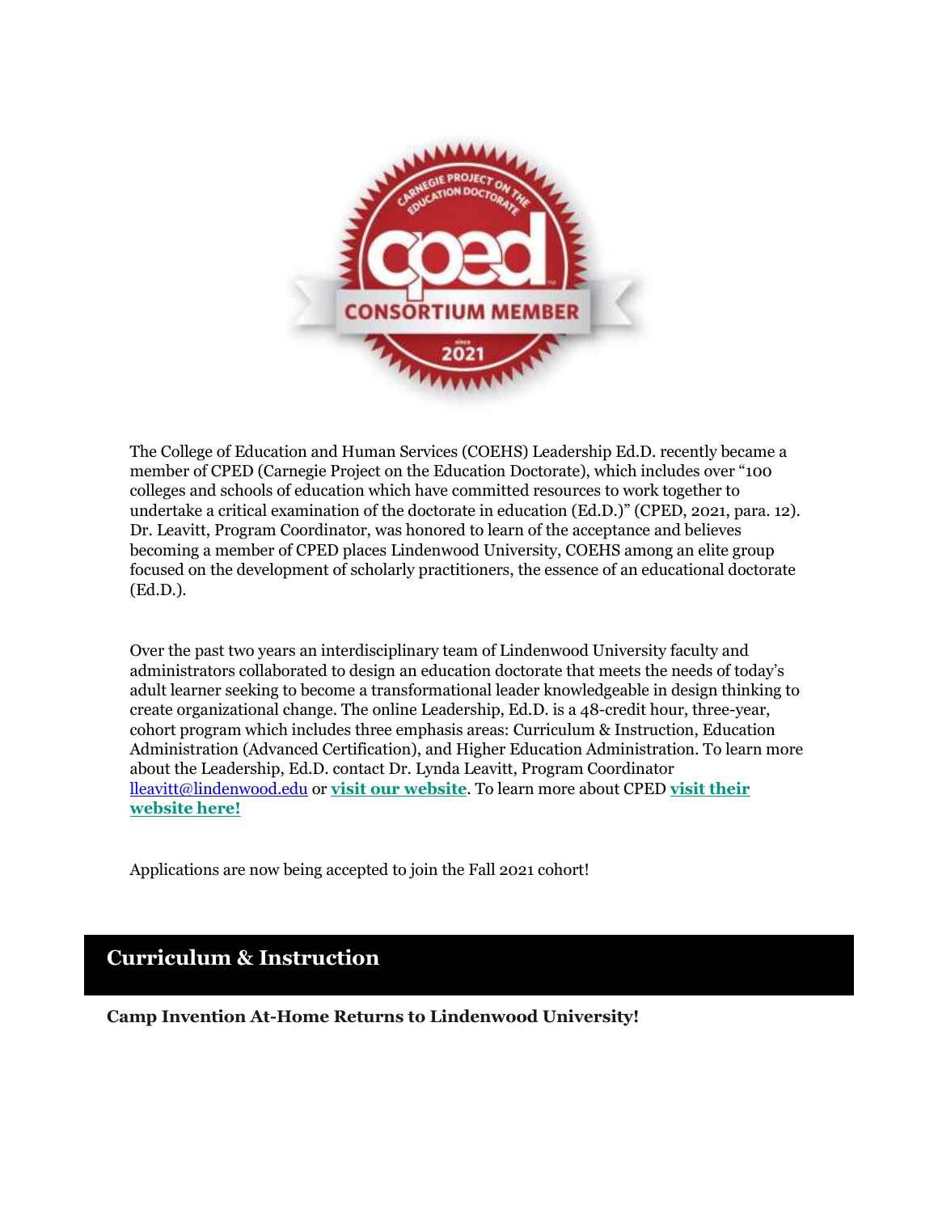The College of Education and Human Services (COEHS) Leadership Ed.D. recently became a member of CPED (Carnegie Project on the Education Doctorate), which includes over "100 colleges and schools of education which have committed resources to work together to undertake a critical examination of the doctorate in education (Ed.D.)" (CPED, 2021, para. 12). Dr. Leavitt, Program Coordinator, was honored to learn of the acceptance and believes becoming a member of CPED places Lindenwood University, COEHS among an elite group focused on the development of scholarly practitioners, the essence of an educational doctorate (Ed.D.).

Over the past two years an interdisciplinary team of Lindenwood University faculty and administrators collaborated to design an education doctorate that meets the needs of today's adult learner seeking to become a transformational leader knowledgeable in design thinking to create organizational change. The online Leadership, Ed.D. is a 48-credit hour, three-year, cohort program which includes three emphasis areas: Curriculum & Instruction, Education Administration (Advanced Certification), and Higher Education Administration. To learn more about the Leadership, Ed.D. contact Dr. Lynda Leavitt, Program Coordinator lleavitt@lindenwood.edu or **visit our website**. To learn more about CPED **visit their website here!**

Applications are now being accepted to join the Fall 2021 cohort!

## Curriculum & Instruction

**Camp Invention At-Home Returns to Lindenwood University!**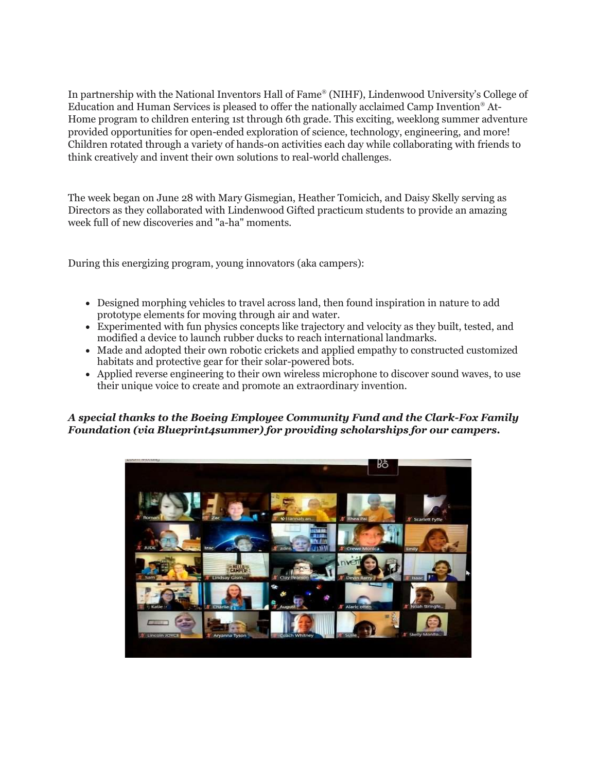In partnership with the National Inventors Hall of Fame® (NIHF), Lindenwood University's College of Education and Human Services is pleased to offer the nationally acclaimed Camp Invention® At-Home program to children entering 1st through 6th grade. This exciting, weeklong summer adventure provided opportunities for open-ended exploration of science, technology, engineering, and more! Children rotated through a variety of hands-on activities each day while collaborating with friends to think creatively and invent their own solutions to real-world challenges.

The week began on June 28 with Mary Gismegian, Heather Tomicich, and Daisy Skelly serving as Directors as they collaborated with Lindenwood Gifted practicum students to provide an amazing week full of new discoveries and "a-ha" moments.

During this energizing program, young innovators (aka campers):

- Designed morphing vehicles to travel across land, then found inspiration in nature to add prototype elements for moving through air and water.
- Experimented with fun physics concepts like trajectory and velocity as they built, tested, and modified a device to launch rubber ducks to reach international landmarks.
- Made and adopted their own robotic crickets and applied empathy to constructed customized habitats and protective gear for their solar-powered bots.
- Applied reverse engineering to their own wireless microphone to discover sound waves, to use their unique voice to create and promote an extraordinary invention.

***A special thanks to the Boeing Employee Community Fund and the Clark-Fox Family Foundation (via Blueprint4summer) for providing scholarships for our campers.***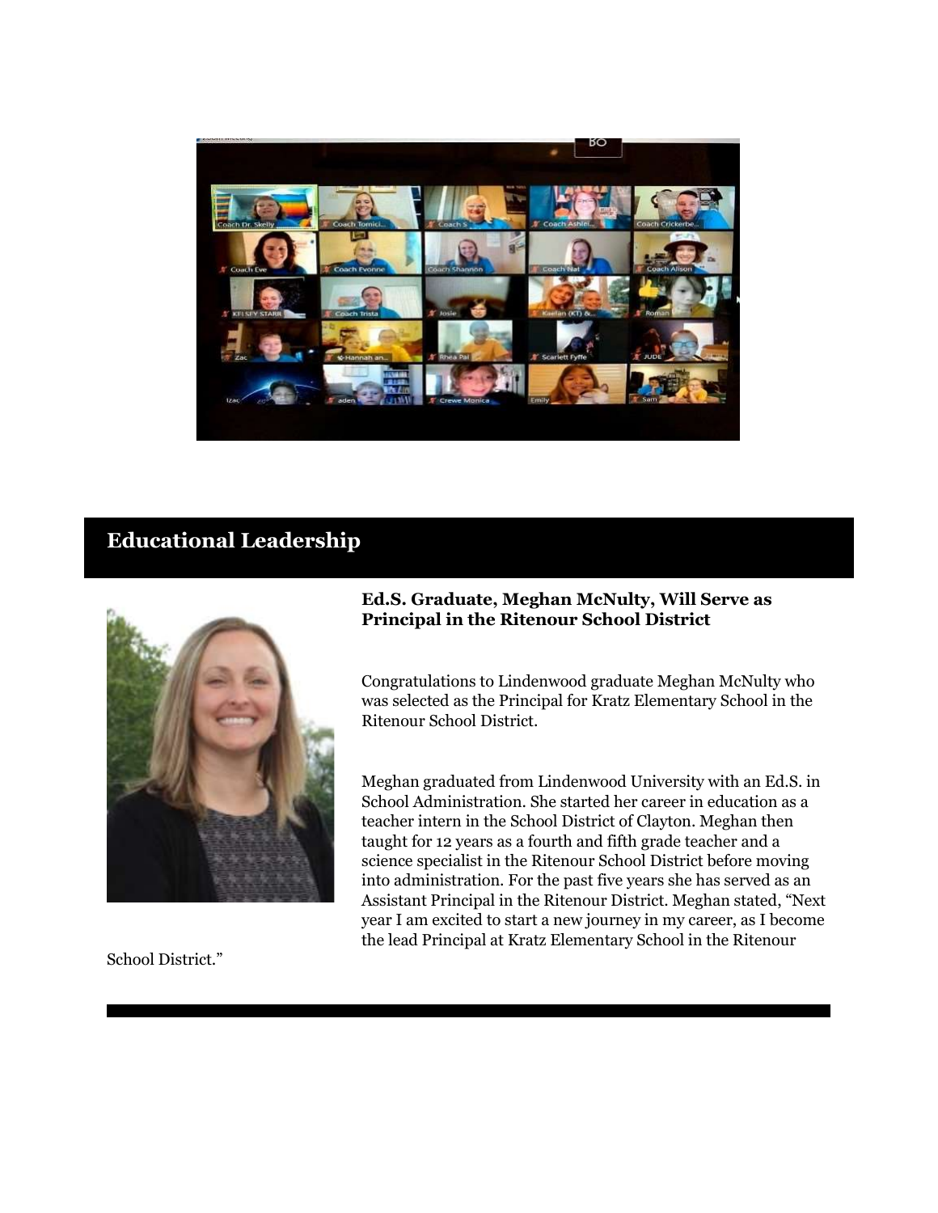## Educational Leadership

**Ed.S. Graduate, Meghan McNulty, Will Serve as Principal in the Ritenour School District**

Congratulations to Lindenwood graduate Meghan McNulty who was selected as the Principal for Kratz Elementary School in the Ritenour School District.

Meghan graduated from Lindenwood University with an Ed.S. in School Administration. She started her career in education as a teacher intern in the School District of Clayton. Meghan then taught for 12 years as a fourth and fifth grade teacher and a science specialist in the Ritenour School District before moving into administration. For the past five years she has served as an Assistant Principal in the Ritenour District. Meghan stated, "Next year I am excited to start a new journey in my career, as I become the lead Principal at Kratz Elementary School in the Ritenour School District."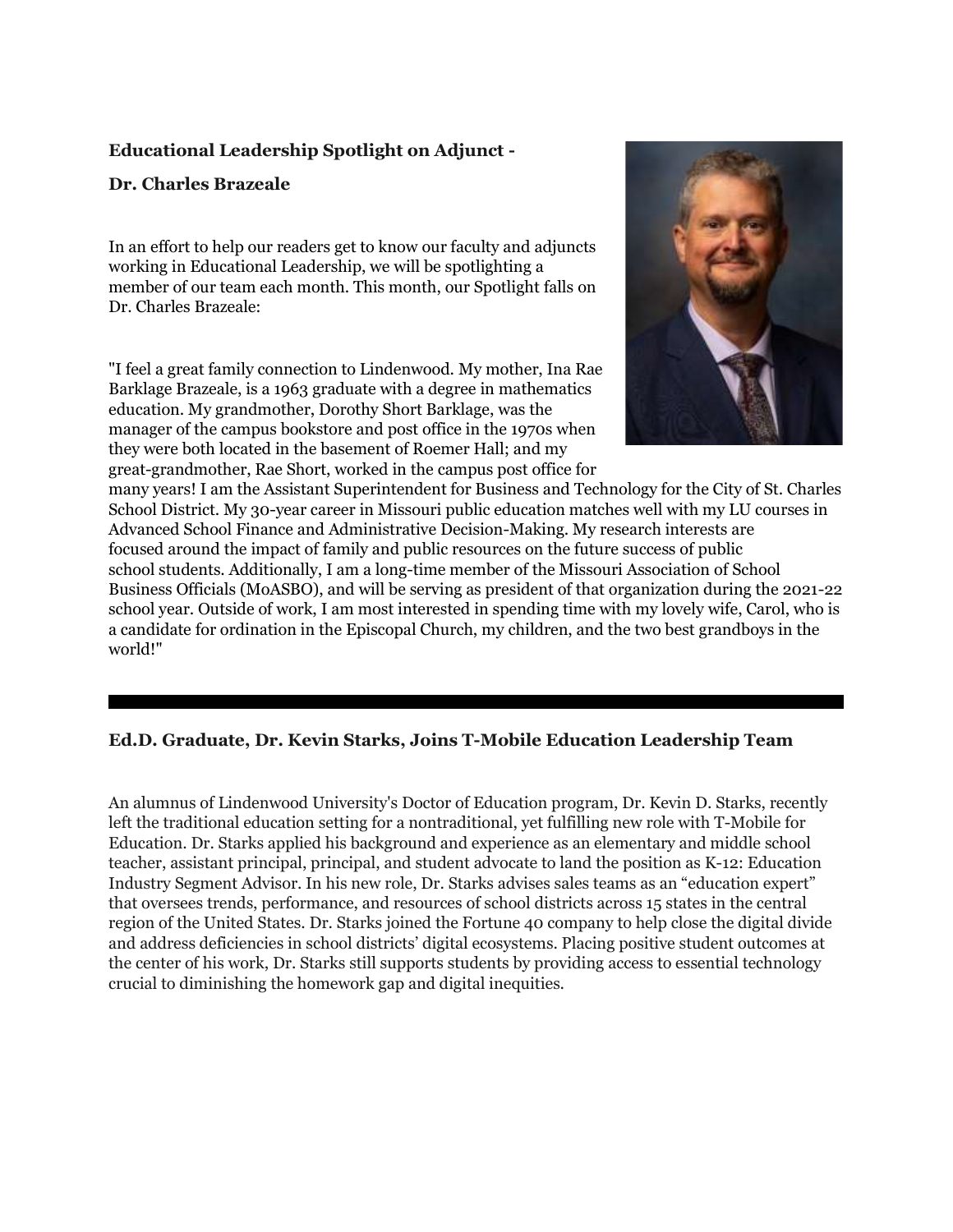**Educational Leadership Spotlight on Adjunct -**

**Dr. Charles Brazeale**

In an effort to help our readers get to know our faculty and adjuncts working in Educational Leadership, we will be spotlighting a member of our team each month. This month, our Spotlight falls on Dr. Charles Brazeale:

"I feel a great family connection to Lindenwood. My mother, Ina Rae Barklage Brazeale, is a 1963 graduate with a degree in mathematics education. My grandmother, Dorothy Short Barklage, was the manager of the campus bookstore and post office in the 1970s when they were both located in the basement of Roemer Hall; and my great-grandmother, Rae Short, worked in the campus post office for many years! I am the Assistant Superintendent for Business and Technology for the City of St. Charles School District. My 30-year career in Missouri public education matches well with my LU courses in Advanced School Finance and Administrative Decision-Making. My research interests are focused around the impact of family and public resources on the future success of public school students. Additionally, I am a long-time member of the Missouri Association of School Business Officials (MoASBO), and will be serving as president of that organization during the 2021-22 school year. Outside of work, I am most interested in spending time with my lovely wife, Carol, who is a candidate for ordination in the Episcopal Church, my children, and the two best grandboys in the world!"

---

**Ed.D. Graduate, Dr. Kevin Starks, Joins T-Mobile Education Leadership Team**

An alumnus of Lindenwood University's Doctor of Education program, Dr. Kevin D. Starks, recently left the traditional education setting for a nontraditional, yet fulfilling new role with T-Mobile for Education. Dr. Starks applied his background and experience as an elementary and middle school teacher, assistant principal, principal, and student advocate to land the position as K-12: Education Industry Segment Advisor. In his new role, Dr. Starks advises sales teams as an "education expert" that oversees trends, performance, and resources of school districts across 15 states in the central region of the United States. Dr. Starks joined the Fortune 40 company to help close the digital divide and address deficiencies in school districts' digital ecosystems. Placing positive student outcomes at the center of his work, Dr. Starks still supports students by providing access to essential technology crucial to diminishing the homework gap and digital inequities.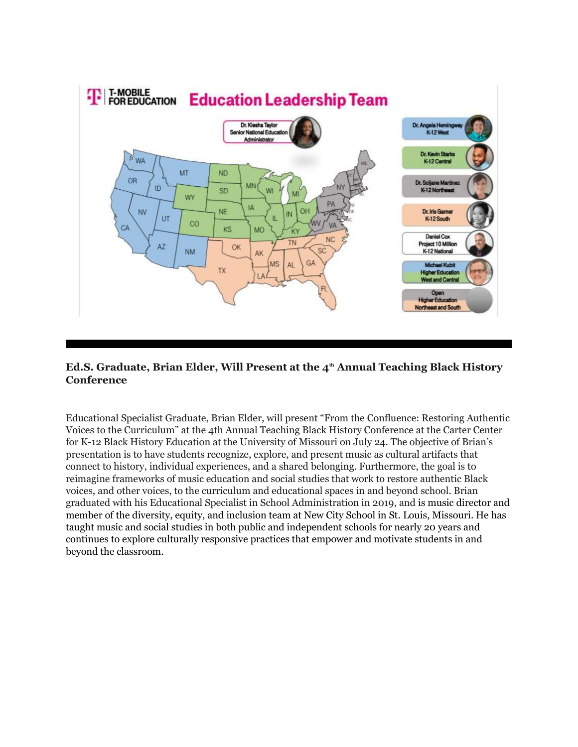T-MOBILE FOR EDUCATION **Education Leadership Team**

Dr. Kiesha Taylor
Senior National Education Administrator

Dr. Angela Hemingway
K-12 West

Dr. Kevin Starks
K-12 Central

Dr. Soljane Martinez
K-12 Northeast

Dr. Iris Garner
K-12 South

Daniel Cox
Project 10 Million
K-12 National

Michael Kubit
Higher Education
West and Central

Open
Higher Education
Northeast and South

---

### Ed.S. Graduate, Brian Elder, Will Present at the 4th Annual Teaching Black History Conference

Educational Specialist Graduate, Brian Elder, will present "From the Confluence: Restoring Authentic Voices to the Curriculum" at the 4th Annual Teaching Black History Conference at the Carter Center for K-12 Black History Education at the University of Missouri on July 24. The objective of Brian's presentation is to have students recognize, explore, and present music as cultural artifacts that connect to history, individual experiences, and a shared belonging. Furthermore, the goal is to reimagine frameworks of music education and social studies that work to restore authentic Black voices, and other voices, to the curriculum and educational spaces in and beyond school. Brian graduated with his Educational Specialist in School Administration in 2019, and is music director and member of the diversity, equity, and inclusion team at New City School in St. Louis, Missouri. He has taught music and social studies in both public and independent schools for nearly 20 years and continues to explore culturally responsive practices that empower and motivate students in and beyond the classroom.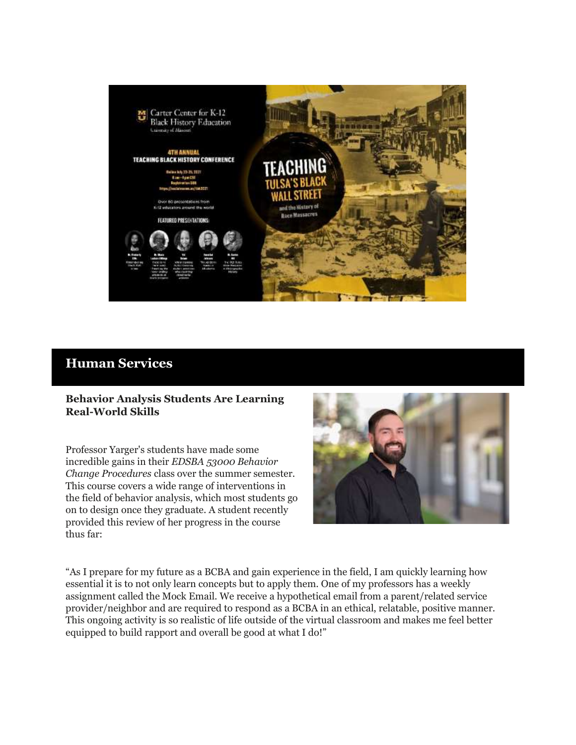## Human Services

### Behavior Analysis Students Are Learning Real-World Skills

Professor Yarger's students have made some incredible gains in their *EDSBA 53000 Behavior Change Procedures* class over the summer semester. This course covers a wide range of interventions in the field of behavior analysis, which most students go on to design once they graduate. A student recently provided this review of her progress in the course thus far:

"As I prepare for my future as a BCBA and gain experience in the field, I am quickly learning how essential it is to not only learn concepts but to apply them. One of my professors has a weekly assignment called the Mock Email. We receive a hypothetical email from a parent/related service provider/neighbor and are required to respond as a BCBA in an ethical, relatable, positive manner. This ongoing activity is so realistic of life outside of the virtual classroom and makes me feel better equipped to build rapport and overall be good at what I do!"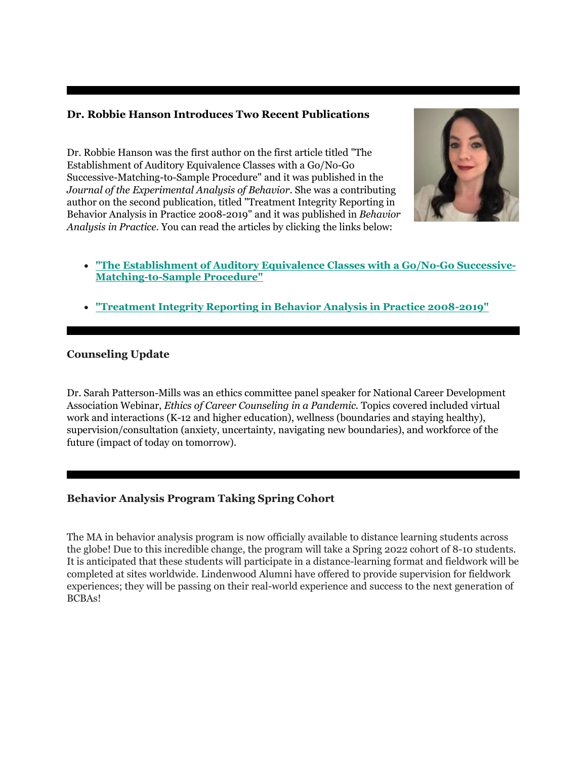## Dr. Robbie Hanson Introduces Two Recent Publications

Dr. Robbie Hanson was the first author on the first article titled "The Establishment of Auditory Equivalence Classes with a Go/No-Go Successive-Matching-to-Sample Procedure" and it was published in the *Journal of the Experimental Analysis of Behavior*. She was a contributing author on the second publication, titled "Treatment Integrity Reporting in Behavior Analysis in Practice 2008-2019" and it was published in *Behavior Analysis in Practice*. You can read the articles by clicking the links below:

- **"The Establishment of Auditory Equivalence Classes with a Go/No-Go Successive-Matching-to-Sample Procedure"**
- **"Treatment Integrity Reporting in Behavior Analysis in Practice 2008-2019"**

## Counseling Update

Dr. Sarah Patterson-Mills was an ethics committee panel speaker for National Career Development Association Webinar, *Ethics of Career Counseling in a Pandemic.* Topics covered included virtual work and interactions (K-12 and higher education), wellness (boundaries and staying healthy), supervision/consultation (anxiety, uncertainty, navigating new boundaries), and workforce of the future (impact of today on tomorrow).

## Behavior Analysis Program Taking Spring Cohort

The MA in behavior analysis program is now officially available to distance learning students across the globe! Due to this incredible change, the program will take a Spring 2022 cohort of 8-10 students. It is anticipated that these students will participate in a distance-learning format and fieldwork will be completed at sites worldwide. Lindenwood Alumni have offered to provide supervision for fieldwork experiences; they will be passing on their real-world experience and success to the next generation of BCBAs!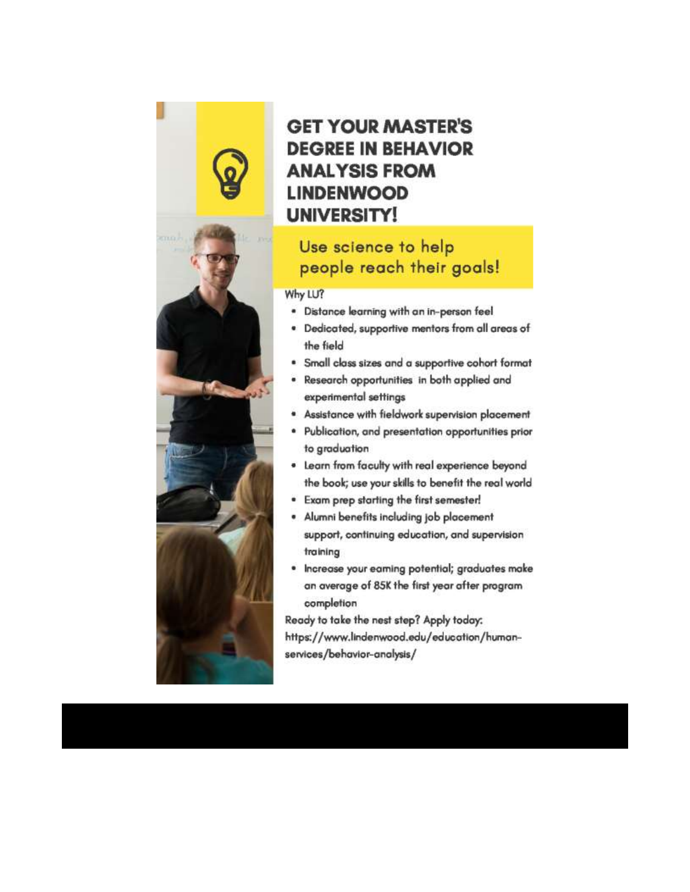# GET YOUR MASTER'S DEGREE IN BEHAVIOR ANALYSIS FROM LINDENWOOD UNIVERSITY!

## Use science to help people reach their goals!

Why LU?

- Distance learning with an in-person feel
- Dedicated, supportive mentors from all areas of the field
- Small class sizes and a supportive cohort format
- Research opportunities in both applied and experimental settings
- Assistance with fieldwork supervision placement
- Publication, and presentation opportunities prior to graduation
- Learn from faculty with real experience beyond the book; use your skills to benefit the real world
- Exam prep starting the first semester!
- Alumni benefits including job placement support, continuing education, and supervision training
- Increase your earning potential; graduates make an average of 85K the first year after program completion

Ready to take the nest step? Apply today: https://www.lindenwood.edu/education/human-services/behavior-analysis/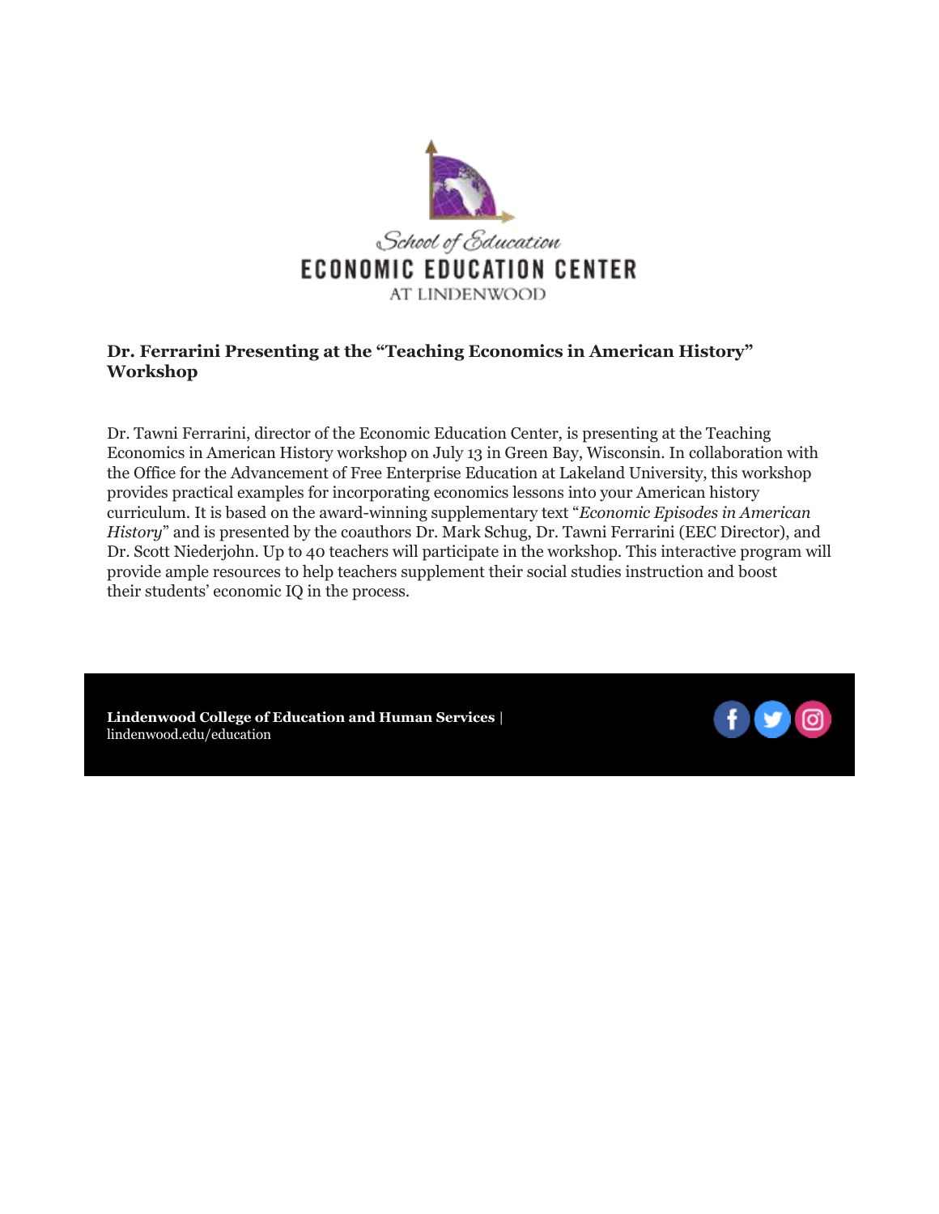School of Education
ECONOMIC EDUCATION CENTER
AT LINDENWOOD

**Dr. Ferrarini Presenting at the "Teaching Economics in American History" Workshop**

Dr. Tawni Ferrarini, director of the Economic Education Center, is presenting at the Teaching Economics in American History workshop on July 13 in Green Bay, Wisconsin. In collaboration with the Office for the Advancement of Free Enterprise Education at Lakeland University, this workshop provides practical examples for incorporating economics lessons into your American history curriculum. It is based on the award-winning supplementary text "*Economic Episodes in American History*" and is presented by the coauthors Dr. Mark Schug, Dr. Tawni Ferrarini (EEC Director), and Dr. Scott Niederjohn. Up to 40 teachers will participate in the workshop. This interactive program will provide ample resources to help teachers supplement their social studies instruction and boost their students' economic IQ in the process.

**Lindenwood College of Education and Human Services** |
lindenwood.edu/education